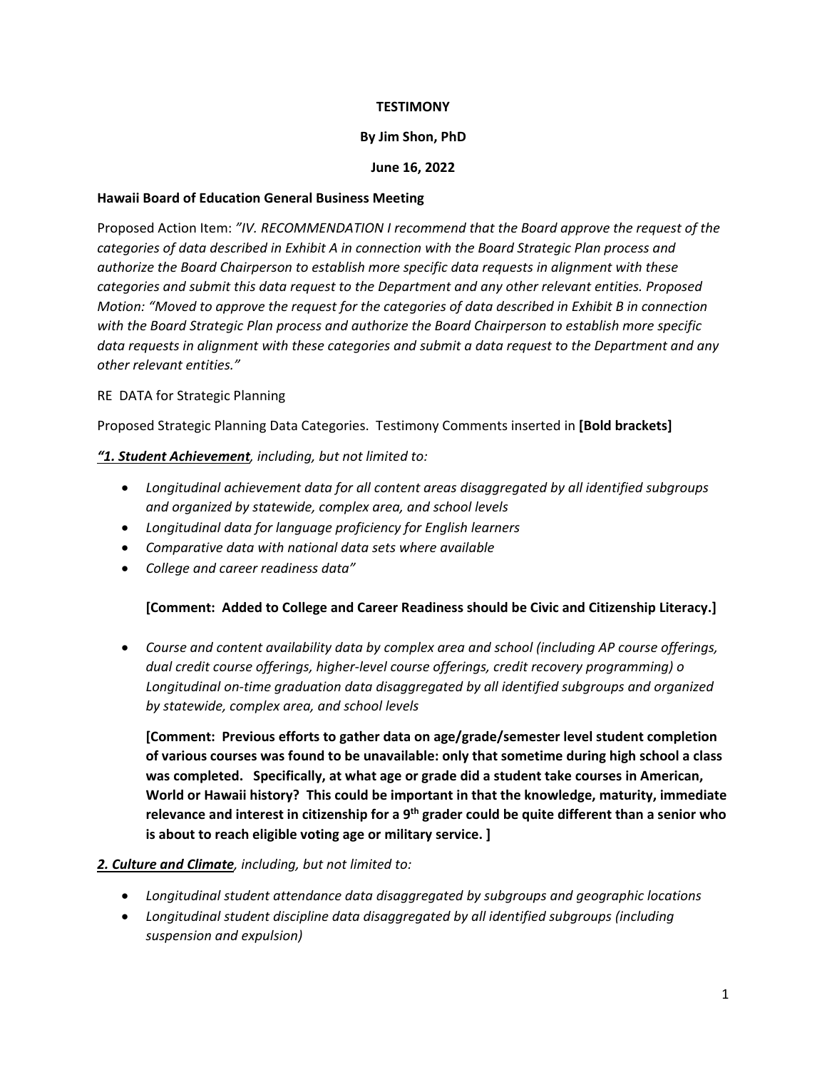**TESTIMONY**

**By Jim Shon, PhD**

**June 16, 2022**

**Hawaii Board of Education General Business Meeting**

Proposed Action Item: *"IV. RECOMMENDATION I recommend that the Board approve the request of the categories of data described in Exhibit A in connection with the Board Strategic Plan process and authorize the Board Chairperson to establish more specific data requests in alignment with these categories and submit this data request to the Department and any other relevant entities. Proposed Motion: "Moved to approve the request for the categories of data described in Exhibit B in connection with the Board Strategic Plan process and authorize the Board Chairperson to establish more specific data requests in alignment with these categories and submit a data request to the Department and any other relevant entities."*

RE DATA for Strategic Planning

Proposed Strategic Planning Data Categories. Testimony Comments inserted in **[Bold brackets]**

***"1. Student Achievement**, including, but not limited to:*

- *Longitudinal achievement data for all content areas disaggregated by all identified subgroups and organized by statewide, complex area, and school levels*
- *Longitudinal data for language proficiency for English learners*
- *Comparative data with national data sets where available*
- *College and career readiness data"*

**[Comment: Added to College and Career Readiness should be Civic and Citizenship Literacy.]**

- *Course and content availability data by complex area and school (including AP course offerings, dual credit course offerings, higher-level course offerings, credit recovery programming) o Longitudinal on-time graduation data disaggregated by all identified subgroups and organized by statewide, complex area, and school levels*

**[Comment: Previous efforts to gather data on age/grade/semester level student completion of various courses was found to be unavailable: only that sometime during high school a class was completed. Specifically, at what age or grade did a student take courses in American, World or Hawaii history? This could be important in that the knowledge, maturity, immediate relevance and interest in citizenship for a 9th grader could be quite different than a senior who is about to reach eligible voting age or military service. ]**

***2. Culture and Climate**, including, but not limited to:*

- *Longitudinal student attendance data disaggregated by subgroups and geographic locations*
- *Longitudinal student discipline data disaggregated by all identified subgroups (including suspension and expulsion)*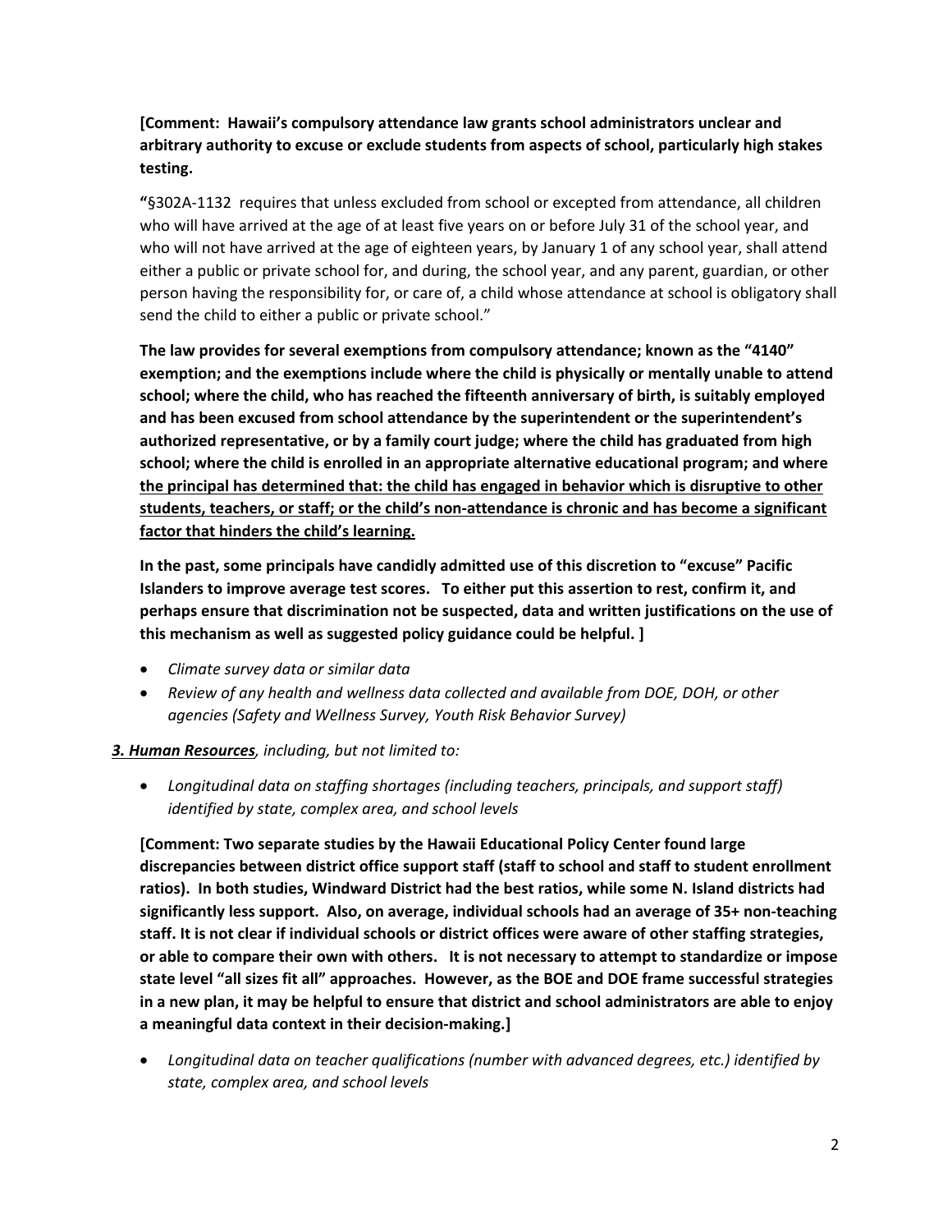**[Comment: Hawaii's compulsory attendance law grants school administrators unclear and arbitrary authority to excuse or exclude students from aspects of school, particularly high stakes testing.**

**"**§302A-1132 requires that unless excluded from school or excepted from attendance, all children who will have arrived at the age of at least five years on or before July 31 of the school year, and who will not have arrived at the age of eighteen years, by January 1 of any school year, shall attend either a public or private school for, and during, the school year, and any parent, guardian, or other person having the responsibility for, or care of, a child whose attendance at school is obligatory shall send the child to either a public or private school."

**The law provides for several exemptions from compulsory attendance; known as the "4140" exemption; and the exemptions include where the child is physically or mentally unable to attend school; where the child, who has reached the fifteenth anniversary of birth, is suitably employed and has been excused from school attendance by the superintendent or the superintendent's authorized representative, or by a family court judge; where the child has graduated from high school; where the child is enrolled in an appropriate alternative educational program; and where <u>the principal has determined that: the child has engaged in behavior which is disruptive to other students, teachers, or staff; or the child's non-attendance is chronic and has become a significant factor that hinders the child's learning.</u>**

**In the past, some principals have candidly admitted use of this discretion to "excuse" Pacific Islanders to improve average test scores. To either put this assertion to rest, confirm it, and perhaps ensure that discrimination not be suspected, data and written justifications on the use of this mechanism as well as suggested policy guidance could be helpful. ]**

- *Climate survey data or similar data*
- *Review of any health and wellness data collected and available from DOE, DOH, or other agencies (Safety and Wellness Survey, Youth Risk Behavior Survey)*

***<u>3. Human Resources</u>****, including, but not limited to:*

- *Longitudinal data on staffing shortages (including teachers, principals, and support staff) identified by state, complex area, and school levels*

**[Comment: Two separate studies by the Hawaii Educational Policy Center found large discrepancies between district office support staff (staff to school and staff to student enrollment ratios). In both studies, Windward District had the best ratios, while some N. Island districts had significantly less support. Also, on average, individual schools had an average of 35+ non-teaching staff. It is not clear if individual schools or district offices were aware of other staffing strategies, or able to compare their own with others. It is not necessary to attempt to standardize or impose state level "all sizes fit all" approaches. However, as the BOE and DOE frame successful strategies in a new plan, it may be helpful to ensure that district and school administrators are able to enjoy a meaningful data context in their decision-making.]**

- *Longitudinal data on teacher qualifications (number with advanced degrees, etc.) identified by state, complex area, and school levels*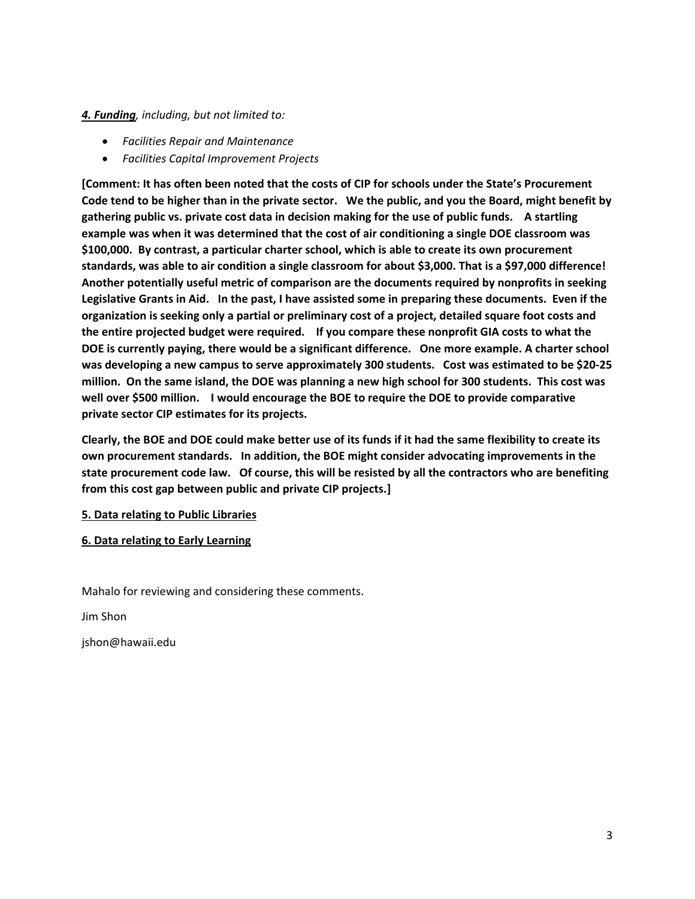***4. Funding**, including, but not limited to:*

- *Facilities Repair and Maintenance*
- *Facilities Capital Improvement Projects*

**[Comment: It has often been noted that the costs of CIP for schools under the State's Procurement Code tend to be higher than in the private sector. We the public, and you the Board, might benefit by gathering public vs. private cost data in decision making for the use of public funds. A startling example was when it was determined that the cost of air conditioning a single DOE classroom was $100,000. By contrast, a particular charter school, which is able to create its own procurement standards, was able to air condition a single classroom for about $3,000. That is a $97,000 difference! Another potentially useful metric of comparison are the documents required by nonprofits in seeking Legislative Grants in Aid. In the past, I have assisted some in preparing these documents. Even if the organization is seeking only a partial or preliminary cost of a project, detailed square foot costs and the entire projected budget were required. If you compare these nonprofit GIA costs to what the DOE is currently paying, there would be a significant difference. One more example. A charter school was developing a new campus to serve approximately 300 students. Cost was estimated to be $20-25 million. On the same island, the DOE was planning a new high school for 300 students. This cost was well over $500 million. I would encourage the BOE to require the DOE to provide comparative private sector CIP estimates for its projects.**

**Clearly, the BOE and DOE could make better use of its funds if it had the same flexibility to create its own procurement standards. In addition, the BOE might consider advocating improvements in the state procurement code law. Of course, this will be resisted by all the contractors who are benefiting from this cost gap between public and private CIP projects.]**

**5. Data relating to Public Libraries**

**6. Data relating to Early Learning**

Mahalo for reviewing and considering these comments.

Jim Shon

jshon@hawaii.edu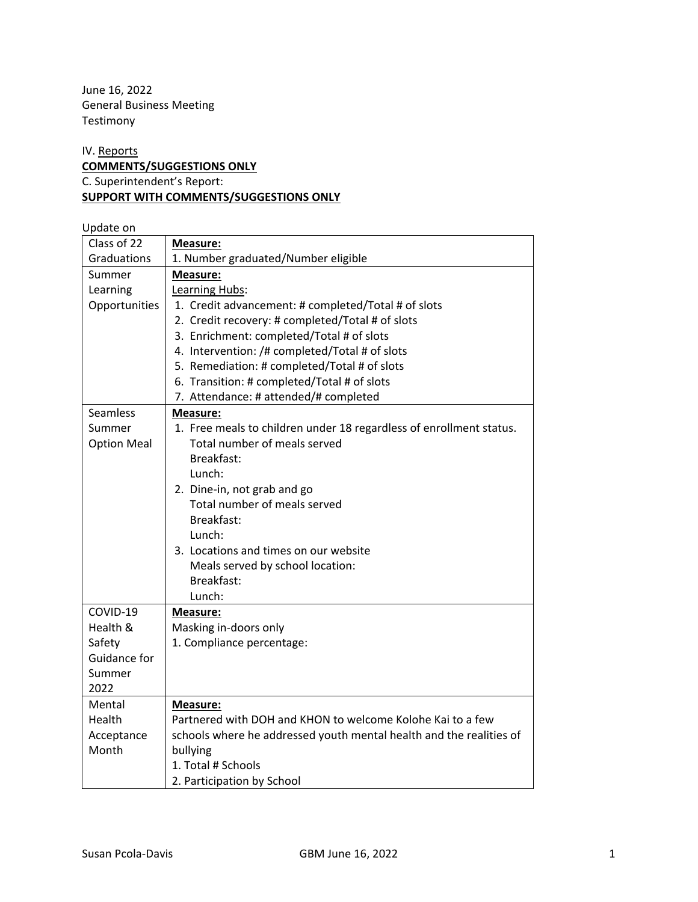June 16, 2022
General Business Meeting
Testimony

IV. <u>Reports</u>
**<u>COMMENTS/SUGGESTIONS ONLY</u>**
C. Superintendent's Report:
**<u>SUPPORT WITH COMMENTS/SUGGESTIONS ONLY</u>**

Update on

| | |
|---|---|
| Class of 22 Graduations | **<u>Measure:</u>**<br>1. Number graduated/Number eligible |
| Summer Learning Opportunities | **<u>Measure:</u>**<br><u>Learning Hubs</u>:<br>1. Credit advancement: # completed/Total # of slots<br>2. Credit recovery: # completed/Total # of slots<br>3. Enrichment: completed/Total # of slots<br>4. Intervention: /# completed/Total # of slots<br>5. Remediation: # completed/Total # of slots<br>6. Transition: # completed/Total # of slots<br>7. Attendance: # attended/# completed |
| Seamless Summer Option Meal | **<u>Measure:</u>**<br>1. Free meals to children under 18 regardless of enrollment status.<br>Total number of meals served<br>Breakfast:<br>Lunch:<br>2. Dine-in, not grab and go<br>Total number of meals served<br>Breakfast:<br>Lunch:<br>3. Locations and times on our website<br>Meals served by school location:<br>Breakfast:<br>Lunch: |
| COVID-19 Health & Safety Guidance for Summer 2022 | **<u>Measure:</u>**<br>Masking in-doors only<br>1. Compliance percentage: |
| Mental Health Acceptance Month | **<u>Measure:</u>**<br>Partnered with DOH and KHON to welcome Kolohe Kai to a few schools where he addressed youth mental health and the realities of bullying<br>1. Total # Schools<br>2. Participation by School |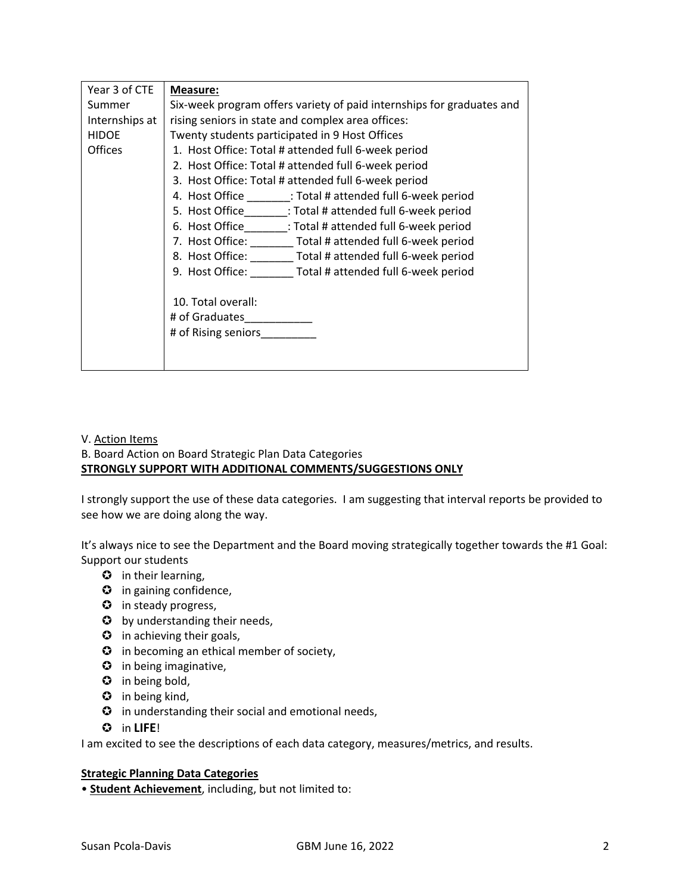| Year 3 of CTE Summer Internships at HIDOE Offices | **Measure:**<br>Six-week program offers variety of paid internships for graduates and rising seniors in state and complex area offices:<br>Twenty students participated in 9 Host Offices<br>1. Host Office: Total # attended full 6-week period<br>2. Host Office: Total # attended full 6-week period<br>3. Host Office: Total # attended full 6-week period<br>4. Host Office _______: Total # attended full 6-week period<br>5. Host Office_______: Total # attended full 6-week period<br>6. Host Office_______: Total # attended full 6-week period<br>7. Host Office: _______ Total # attended full 6-week period<br>8. Host Office: _______ Total # attended full 6-week period<br>9. Host Office: _______ Total # attended full 6-week period<br><br>10. Total overall:<br># of Graduates___________<br># of Rising seniors_________ |
|---|---|

V. Action Items
B. Board Action on Board Strategic Plan Data Categories
**STRONGLY SUPPORT WITH ADDITIONAL COMMENTS/SUGGESTIONS ONLY**

I strongly support the use of these data categories. I am suggesting that interval reports be provided to see how we are doing along the way.

It's always nice to see the Department and the Board moving strategically together towards the #1 Goal: Support our students

- in their learning,
- in gaining confidence,
- in steady progress,
- by understanding their needs,
- in achieving their goals,
- in becoming an ethical member of society,
- in being imaginative,
- in being bold,
- in being kind,
- in understanding their social and emotional needs,
- in **LIFE**!

I am excited to see the descriptions of each data category, measures/metrics, and results.

**Strategic Planning Data Categories**

- **Student Achievement**, including, but not limited to: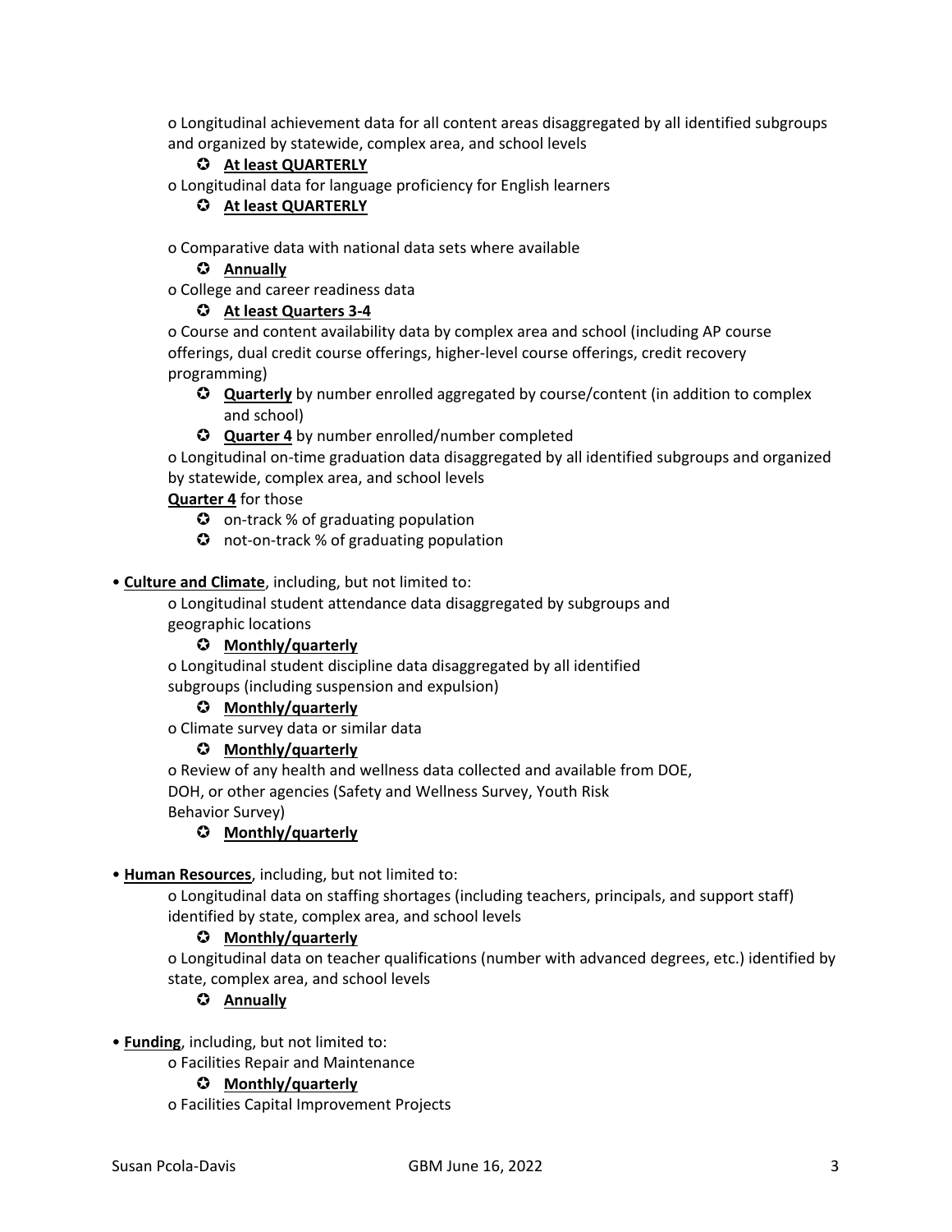o Longitudinal achievement data for all content areas disaggregated by all identified subgroups and organized by statewide, complex area, and school levels

- ✪ **At least QUARTERLY**

o Longitudinal data for language proficiency for English learners

- ✪ **At least QUARTERLY**

o Comparative data with national data sets where available

- ✪ **Annually**

o College and career readiness data

- ✪ **At least Quarters 3-4**

o Course and content availability data by complex area and school (including AP course offerings, dual credit course offerings, higher-level course offerings, credit recovery programming)

- ✪ **Quarterly** by number enrolled aggregated by course/content (in addition to complex and school)
- ✪ **Quarter 4** by number enrolled/number completed

o Longitudinal on-time graduation data disaggregated by all identified subgroups and organized by statewide, complex area, and school levels

**Quarter 4** for those

- ✪ on-track % of graduating population
- ✪ not-on-track % of graduating population

• **Culture and Climate**, including, but not limited to:

o Longitudinal student attendance data disaggregated by subgroups and geographic locations

- ✪ **Monthly/quarterly**

o Longitudinal student discipline data disaggregated by all identified subgroups (including suspension and expulsion)

- ✪ **Monthly/quarterly**

o Climate survey data or similar data

- ✪ **Monthly/quarterly**

o Review of any health and wellness data collected and available from DOE, DOH, or other agencies (Safety and Wellness Survey, Youth Risk Behavior Survey)

- ✪ **Monthly/quarterly**

• **Human Resources**, including, but not limited to:

o Longitudinal data on staffing shortages (including teachers, principals, and support staff) identified by state, complex area, and school levels

- ✪ **Monthly/quarterly**

o Longitudinal data on teacher qualifications (number with advanced degrees, etc.) identified by state, complex area, and school levels

- ✪ **Annually**

• **Funding**, including, but not limited to:

o Facilities Repair and Maintenance

- ✪ **Monthly/quarterly**

o Facilities Capital Improvement Projects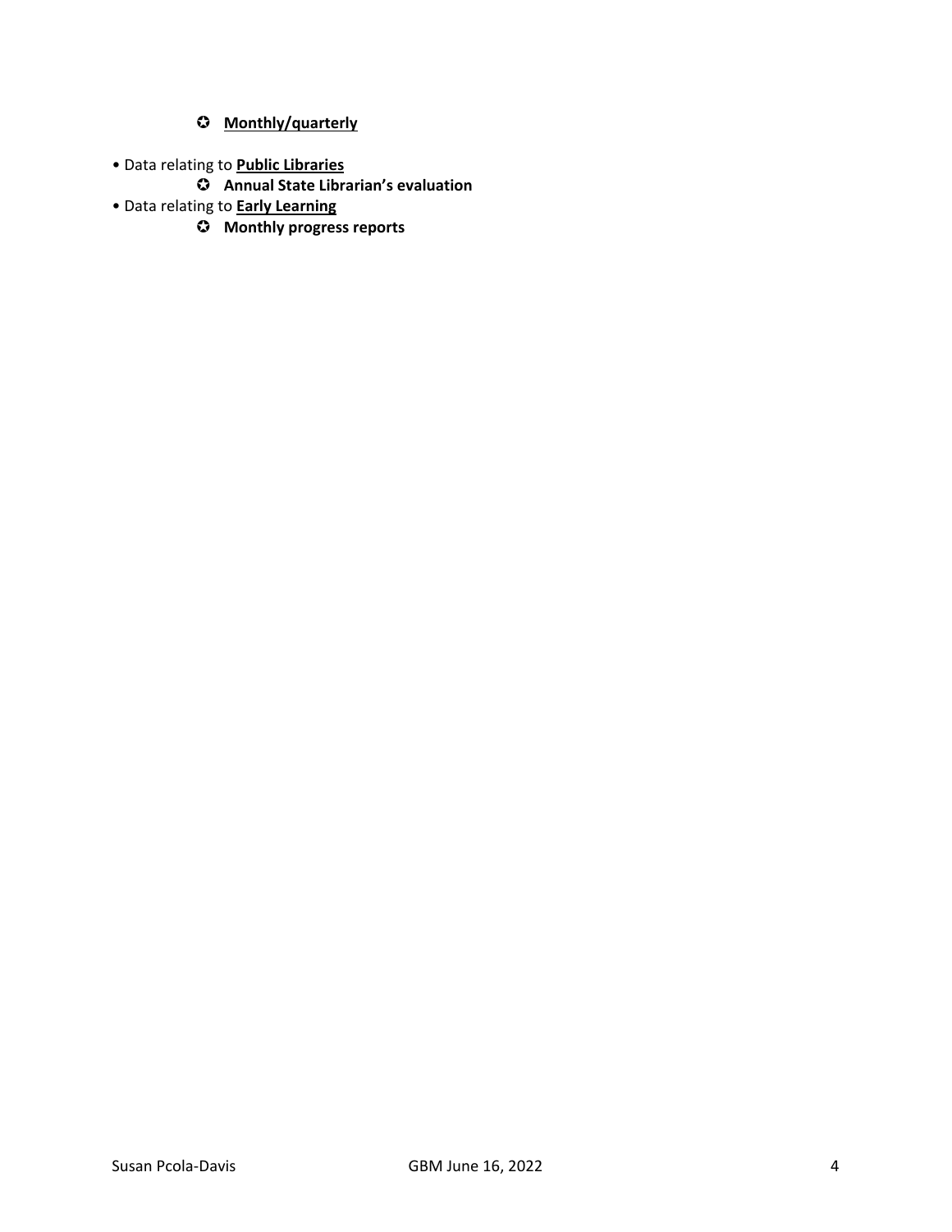- ✪ **<u>Monthly/quarterly</u>**

- Data relating to **<u>Public Libraries</u>**
  - ✪ **Annual State Librarian's evaluation**
- Data relating to **<u>Early Learning</u>**
  - ✪ **Monthly progress reports**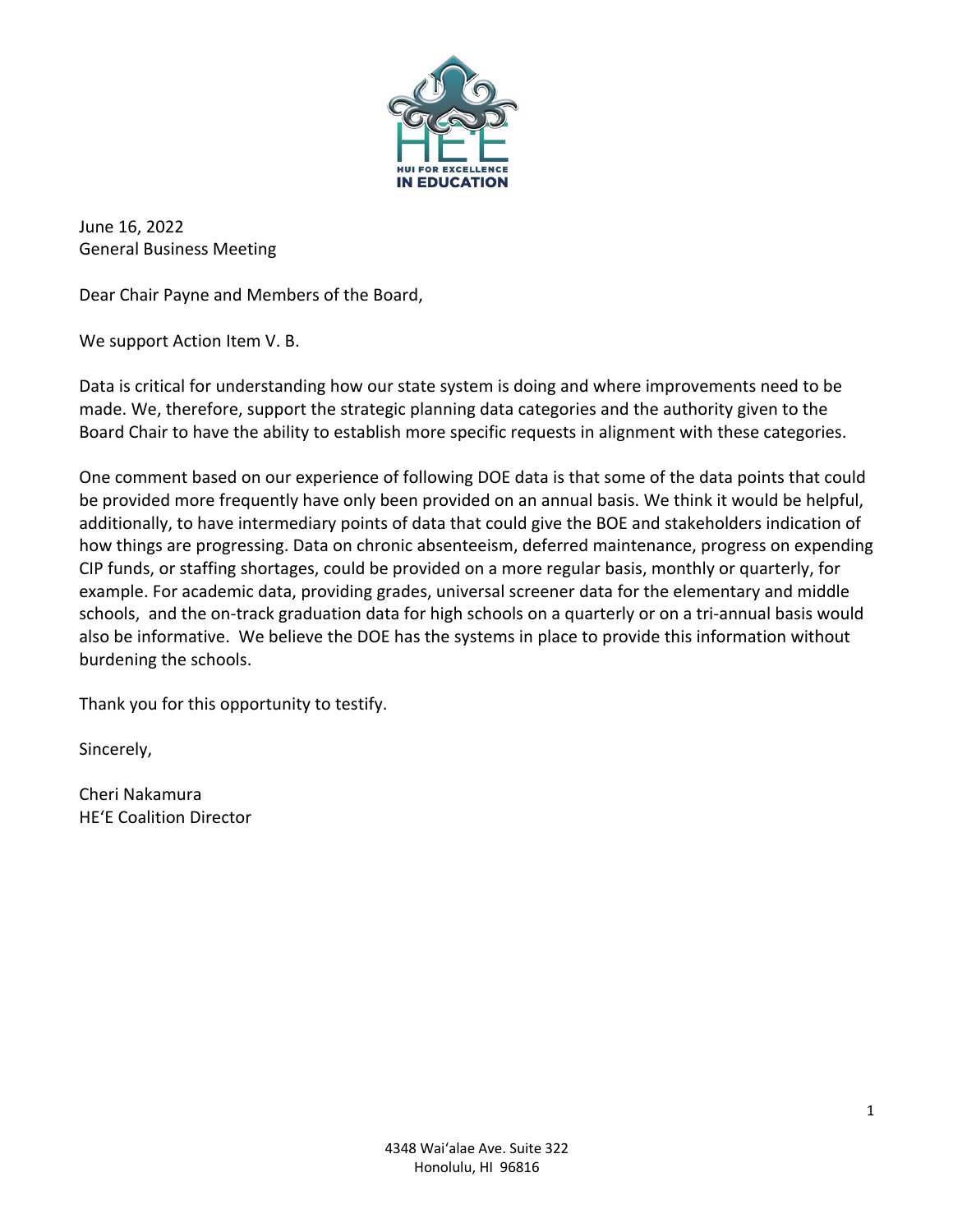HE'E
HUI FOR EXCELLENCE
IN EDUCATION

June 16, 2022
General Business Meeting

Dear Chair Payne and Members of the Board,

We support Action Item V. B.

Data is critical for understanding how our state system is doing and where improvements need to be made. We, therefore, support the strategic planning data categories and the authority given to the Board Chair to have the ability to establish more specific requests in alignment with these categories.

One comment based on our experience of following DOE data is that some of the data points that could be provided more frequently have only been provided on an annual basis. We think it would be helpful, additionally, to have intermediary points of data that could give the BOE and stakeholders indication of how things are progressing. Data on chronic absenteeism, deferred maintenance, progress on expending CIP funds, or staffing shortages, could be provided on a more regular basis, monthly or quarterly, for example. For academic data, providing grades, universal screener data for the elementary and middle schools, and the on-track graduation data for high schools on a quarterly or on a tri-annual basis would also be informative. We believe the DOE has the systems in place to provide this information without burdening the schools.

Thank you for this opportunity to testify.

Sincerely,

Cheri Nakamura
HE'E Coalition Director

4348 Wai'alae Ave. Suite 322
Honolulu, HI 96816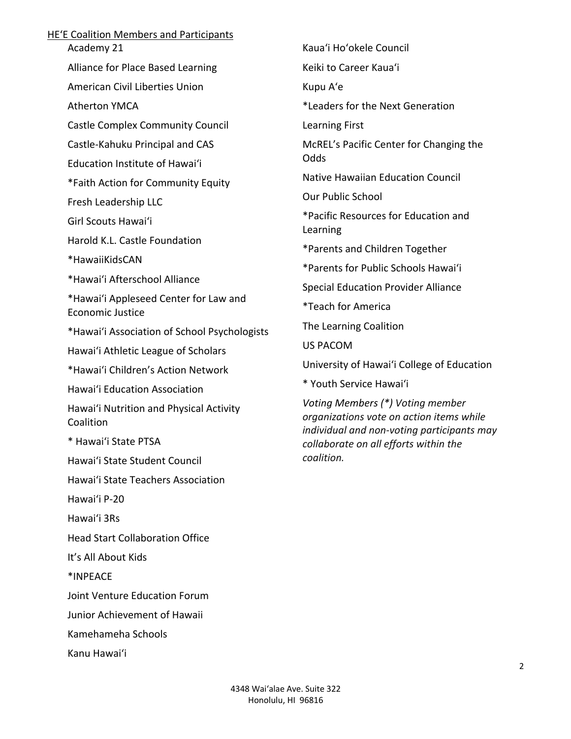HE'E Coalition Members and Participants

- Academy 21
- Alliance for Place Based Learning
- American Civil Liberties Union
- Atherton YMCA
- Castle Complex Community Council
- Castle-Kahuku Principal and CAS
- Education Institute of Hawai'i
- *Faith Action for Community Equity
- Fresh Leadership LLC
- Girl Scouts Hawai'i
- Harold K.L. Castle Foundation
- *HawaiiKidsCAN
- *Hawai'i Afterschool Alliance
- *Hawai'i Appleseed Center for Law and Economic Justice
- *Hawai'i Association of School Psychologists
- Hawai'i Athletic League of Scholars
- *Hawai'i Children's Action Network
- Hawai'i Education Association
- Hawai'i Nutrition and Physical Activity Coalition
- * Hawai'i State PTSA
- Hawai'i State Student Council
- Hawai'i State Teachers Association
- Hawai'i P-20
- Hawai'i 3Rs
- Head Start Collaboration Office
- It's All About Kids
- *INPEACE
- Joint Venture Education Forum
- Junior Achievement of Hawaii
- Kamehameha Schools
- Kanu Hawai'i
- Kaua'i Ho'okele Council
- Keiki to Career Kaua'i
- Kupu A'e
- *Leaders for the Next Generation
- Learning First
- McREL's Pacific Center for Changing the Odds
- Native Hawaiian Education Council
- Our Public School
- *Pacific Resources for Education and Learning
- *Parents and Children Together
- *Parents for Public Schools Hawai'i
- Special Education Provider Alliance
- *Teach for America
- The Learning Coalition
- US PACOM
- University of Hawai'i College of Education
- * Youth Service Hawai'i

*Voting Members (*) Voting member organizations vote on action items while individual and non-voting participants may collaborate on all efforts within the coalition.*

4348 Wai'alae Ave. Suite 322
Honolulu, HI 96816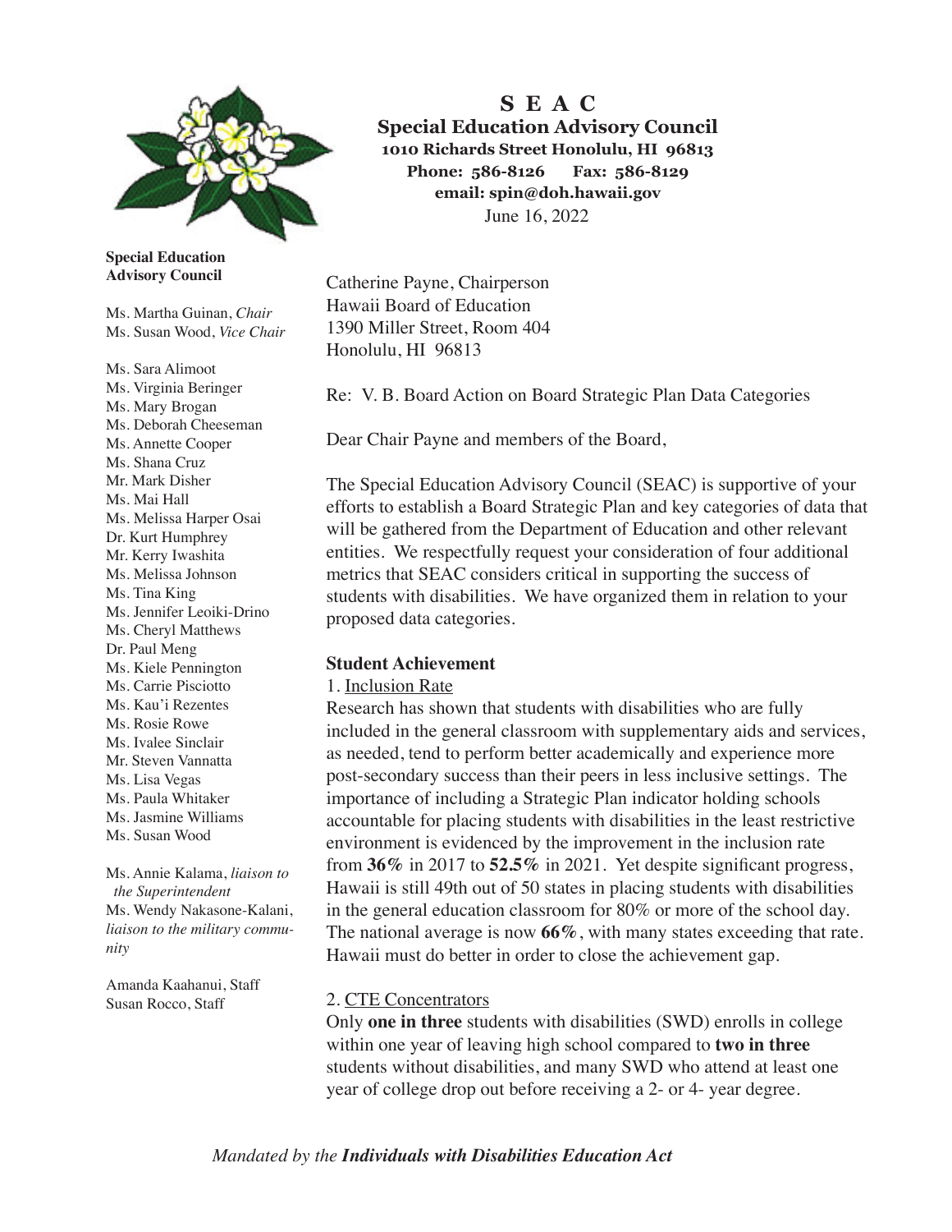# S E A C

**Special Education Advisory Council**
**1010 Richards Street Honolulu, HI 96813**
**Phone: 586-8126 Fax: 586-8129**
**email: spin@doh.hawaii.gov**

June 16, 2022

**Special Education Advisory Council**

Ms. Martha Guinan, *Chair*
Ms. Susan Wood, *Vice Chair*

Ms. Sara Alimoot
Ms. Virginia Beringer
Ms. Mary Brogan
Ms. Deborah Cheeseman
Ms. Annette Cooper
Ms. Shana Cruz
Mr. Mark Disher
Ms. Mai Hall
Ms. Melissa Harper Osai
Dr. Kurt Humphrey
Mr. Kerry Iwashita
Ms. Melissa Johnson
Ms. Tina King
Ms. Jennifer Leoiki-Drino
Ms. Cheryl Matthews
Dr. Paul Meng
Ms. Kiele Pennington
Ms. Carrie Pisciotto
Ms. Kau'i Rezentes
Ms. Rosie Rowe
Ms. Ivalee Sinclair
Mr. Steven Vannatta
Ms. Lisa Vegas
Ms. Paula Whitaker
Ms. Jasmine Williams
Ms. Susan Wood

Ms. Annie Kalama, *liaison to the Superintendent*
Ms. Wendy Nakasone-Kalani, *liaison to the military community*

Amanda Kaahanui, Staff
Susan Rocco, Staff

Catherine Payne, Chairperson
Hawaii Board of Education
1390 Miller Street, Room 404
Honolulu, HI 96813

Re: V. B. Board Action on Board Strategic Plan Data Categories

Dear Chair Payne and members of the Board,

The Special Education Advisory Council (SEAC) is supportive of your efforts to establish a Board Strategic Plan and key categories of data that will be gathered from the Department of Education and other relevant entities. We respectfully request your consideration of four additional metrics that SEAC considers critical in supporting the success of students with disabilities. We have organized them in relation to your proposed data categories.

**Student Achievement**

1. <u>Inclusion Rate</u>

Research has shown that students with disabilities who are fully included in the general classroom with supplementary aids and services, as needed, tend to perform better academically and experience more post-secondary success than their peers in less inclusive settings. The importance of including a Strategic Plan indicator holding schools accountable for placing students with disabilities in the least restrictive environment is evidenced by the improvement in the inclusion rate from **36%** in 2017 to **52.5%** in 2021. Yet despite significant progress, Hawaii is still 49th out of 50 states in placing students with disabilities in the general education classroom for 80% or more of the school day. The national average is now **66%**, with many states exceeding that rate. Hawaii must do better in order to close the achievement gap.

2. <u>CTE Concentrators</u>

Only **one in three** students with disabilities (SWD) enrolls in college within one year of leaving high school compared to **two in three** students without disabilities, and many SWD who attend at least one year of college drop out before receiving a 2- or 4- year degree.

*Mandated by the **Individuals with Disabilities Education Act***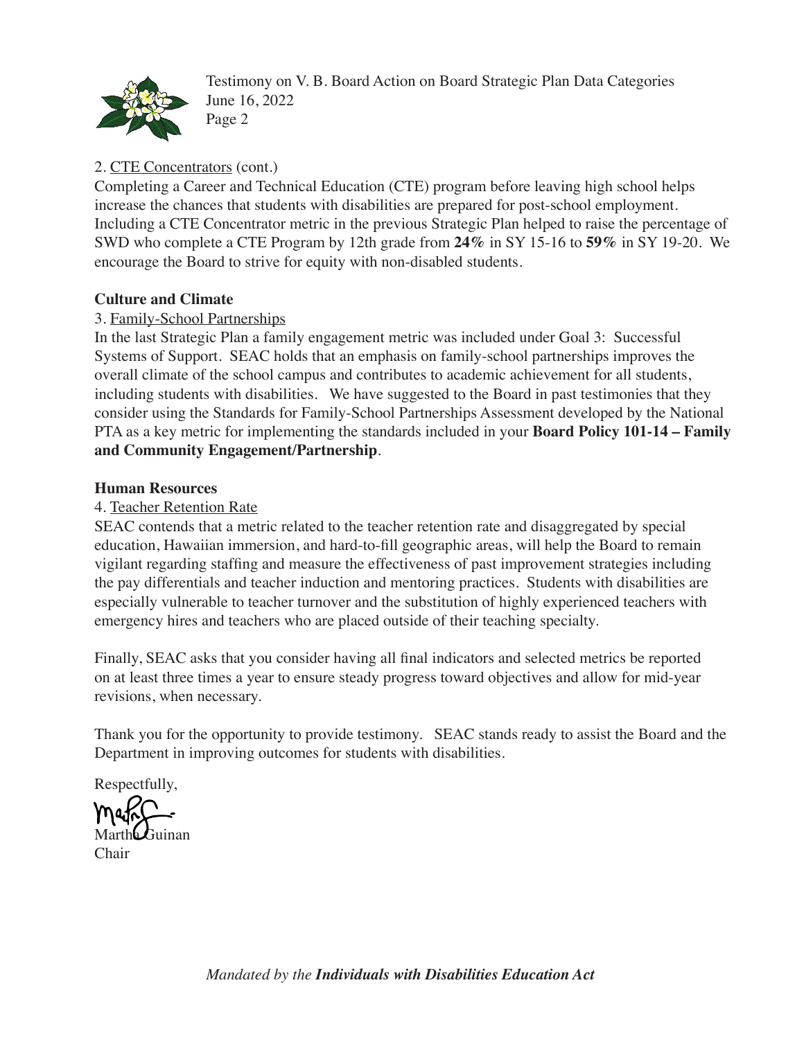2. <u>CTE Concentrators</u> (cont.)

Completing a Career and Technical Education (CTE) program before leaving high school helps increase the chances that students with disabilities are prepared for post-school employment. Including a CTE Concentrator metric in the previous Strategic Plan helped to raise the percentage of SWD who complete a CTE Program by 12th grade from **24%** in SY 15-16 to **59%** in SY 19-20. We encourage the Board to strive for equity with non-disabled students.

**Culture and Climate**

3. <u>Family-School Partnerships</u>

In the last Strategic Plan a family engagement metric was included under Goal 3: Successful Systems of Support. SEAC holds that an emphasis on family-school partnerships improves the overall climate of the school campus and contributes to academic achievement for all students, including students with disabilities. We have suggested to the Board in past testimonies that they consider using the Standards for Family-School Partnerships Assessment developed by the National PTA as a key metric for implementing the standards included in your **Board Policy 101-14 – Family and Community Engagement/Partnership**.

**Human Resources**

4. <u>Teacher Retention Rate</u>

SEAC contends that a metric related to the teacher retention rate and disaggregated by special education, Hawaiian immersion, and hard-to-fill geographic areas, will help the Board to remain vigilant regarding staffing and measure the effectiveness of past improvement strategies including the pay differentials and teacher induction and mentoring practices. Students with disabilities are especially vulnerable to teacher turnover and the substitution of highly experienced teachers with emergency hires and teachers who are placed outside of their teaching specialty.

Finally, SEAC asks that you consider having all final indicators and selected metrics be reported on at least three times a year to ensure steady progress toward objectives and allow for mid-year revisions, when necessary.

Thank you for the opportunity to provide testimony. SEAC stands ready to assist the Board and the Department in improving outcomes for students with disabilities.

Respectfully,

Martha Guinan
Chair

*Mandated by the* ***Individuals with Disabilities Education Act***